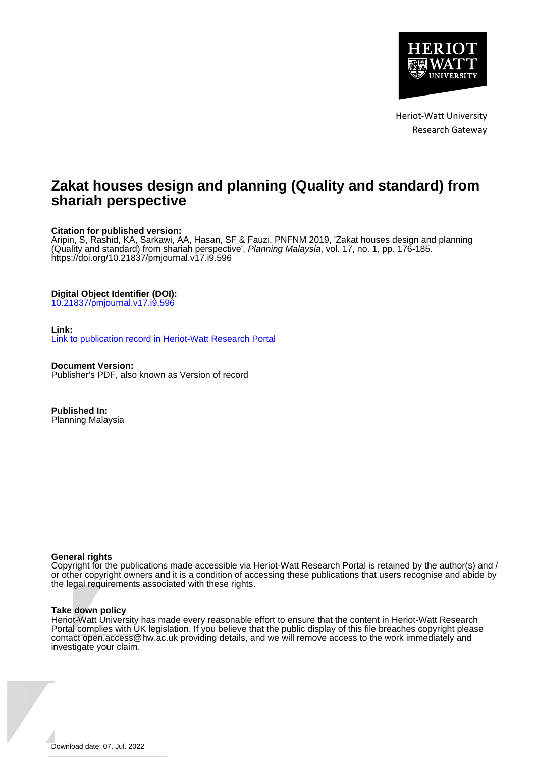Heriot-Watt University
Research Gateway

# Zakat houses design and planning (Quality and standard) from shariah perspective

**Citation for published version:**
Aripin, S, Rashid, KA, Sarkawi, AA, Hasan, SF & Fauzi, PNFNM 2019, 'Zakat houses design and planning (Quality and standard) from shariah perspective', *Planning Malaysia*, vol. 17, no. 1, pp. 176-185. https://doi.org/10.21837/pmjournal.v17.i9.596

**Digital Object Identifier (DOI):**
10.21837/pmjournal.v17.i9.596

**Link:**
Link to publication record in Heriot-Watt Research Portal

**Document Version:**
Publisher's PDF, also known as Version of record

**Published In:**
Planning Malaysia

**General rights**
Copyright for the publications made accessible via Heriot-Watt Research Portal is retained by the author(s) and / or other copyright owners and it is a condition of accessing these publications that users recognise and abide by the legal requirements associated with these rights.

**Take down policy**
Heriot-Watt University has made every reasonable effort to ensure that the content in Heriot-Watt Research Portal complies with UK legislation. If you believe that the public display of this file breaches copyright please contact open.access@hw.ac.uk providing details, and we will remove access to the work immediately and investigate your claim.

Download date: 07. Jul. 2022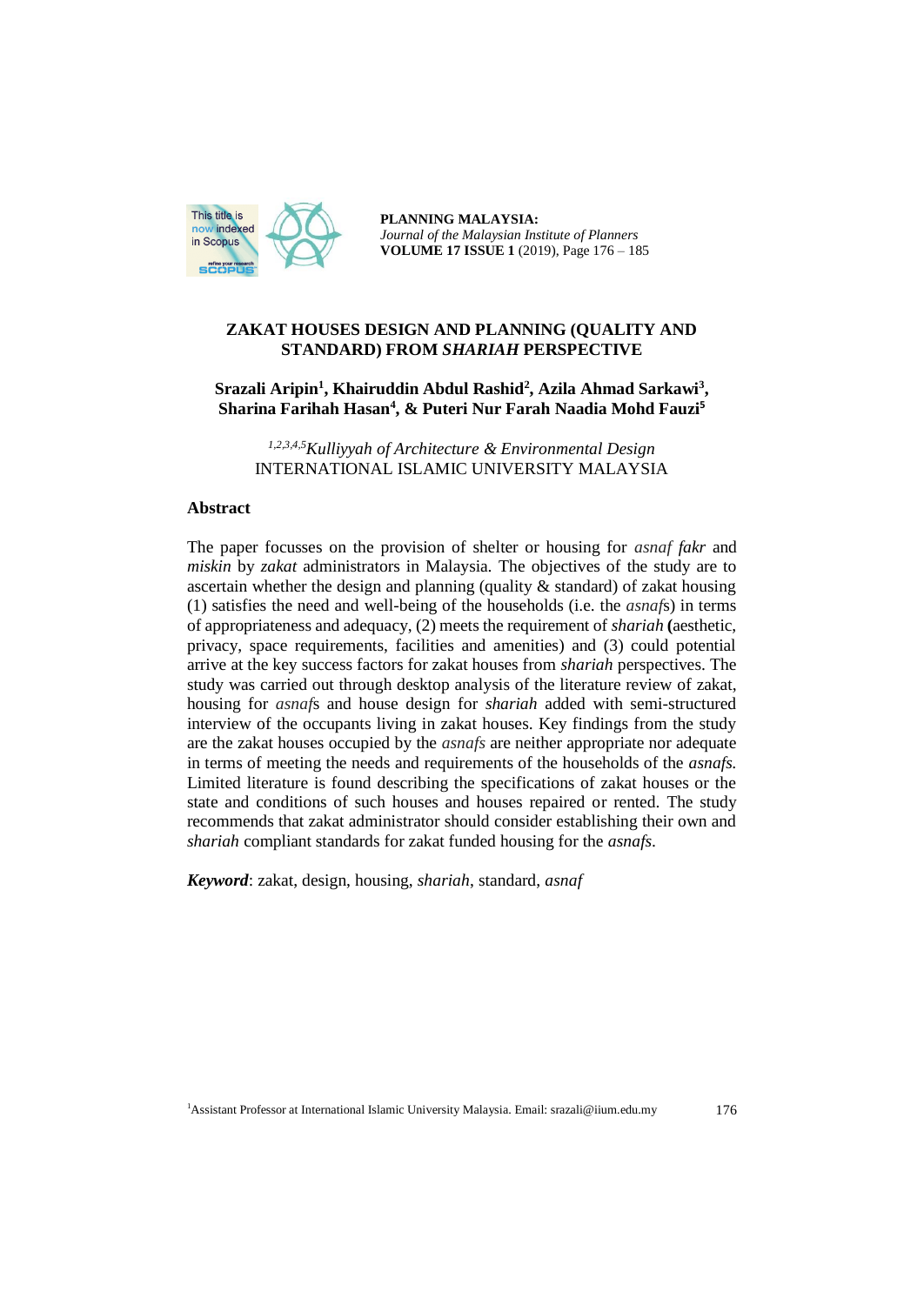# ZAKAT HOUSES DESIGN AND PLANNING (QUALITY AND STANDARD) FROM *SHARIAH* PERSPECTIVE

**Srazali Aripin[1], Khairuddin Abdul Rashid[2], Azila Ahmad Sarkawi[3], Sharina Farihah Hasan[4], & Puteri Nur Farah Naadia Mohd Fauzi[5]**

[1,2,3,4,5]*Kulliyyah of Architecture & Environmental Design*
INTERNATIONAL ISLAMIC UNIVERSITY MALAYSIA

## Abstract

The paper focusses on the provision of shelter or housing for *asnaf fakr* and *miskin* by *zakat* administrators in Malaysia. The objectives of the study are to ascertain whether the design and planning (quality & standard) of zakat housing (1) satisfies the need and well-being of the households (i.e. the *asnaf*s) in terms of appropriateness and adequacy, (2) meets the requirement of *shariah* **(**aesthetic, privacy, space requirements, facilities and amenities) and (3) could potential arrive at the key success factors for zakat houses from *shariah* perspectives. The study was carried out through desktop analysis of the literature review of zakat, housing for *asnaf*s and house design for *shariah* added with semi-structured interview of the occupants living in zakat houses. Key findings from the study are the zakat houses occupied by the *asnafs* are neither appropriate nor adequate in terms of meeting the needs and requirements of the households of the *asnafs.* Limited literature is found describing the specifications of zakat houses or the state and conditions of such houses and houses repaired or rented. The study recommends that zakat administrator should consider establishing their own and *shariah* compliant standards for zakat funded housing for the *asnafs.*

***Keyword***: zakat, design, housing, *shariah*, standard, *asnaf*

[1]Assistant Professor at International Islamic University Malaysia. Email: srazali@iium.edu.my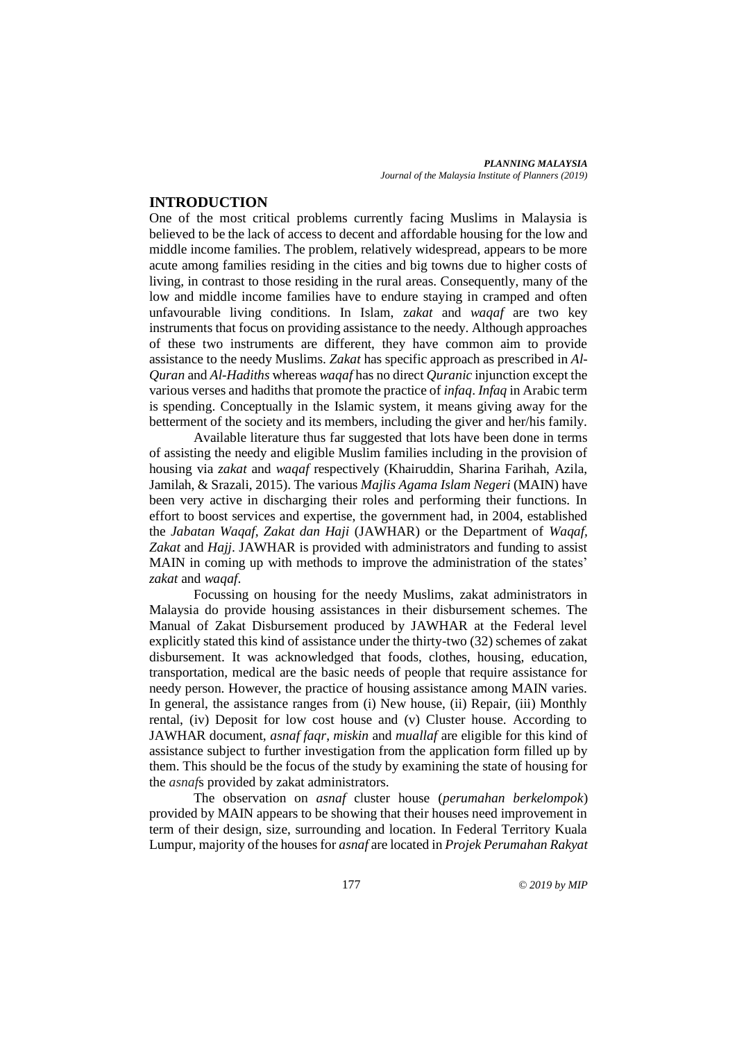## INTRODUCTION

One of the most critical problems currently facing Muslims in Malaysia is believed to be the lack of access to decent and affordable housing for the low and middle income families. The problem, relatively widespread, appears to be more acute among families residing in the cities and big towns due to higher costs of living, in contrast to those residing in the rural areas. Consequently, many of the low and middle income families have to endure staying in cramped and often unfavourable living conditions. In Islam, z*akat* and *waqaf* are two key instruments that focus on providing assistance to the needy. Although approaches of these two instruments are different, they have common aim to provide assistance to the needy Muslims. *Zakat* has specific approach as prescribed in *Al-Quran* and *Al-Hadiths* whereas *waqaf* has no direct *Quranic* injunction except the various verses and hadiths that promote the practice of *infaq*. *Infaq* in Arabic term is spending. Conceptually in the Islamic system, it means giving away for the betterment of the society and its members, including the giver and her/his family.

Available literature thus far suggested that lots have been done in terms of assisting the needy and eligible Muslim families including in the provision of housing via *zakat* and *waqaf* respectively (Khairuddin, Sharina Farihah, Azila, Jamilah, & Srazali, 2015). The various *Majlis Agama Islam Negeri* (MAIN) have been very active in discharging their roles and performing their functions. In effort to boost services and expertise, the government had, in 2004, established the *Jabatan Waqaf, Zakat dan Haji* (JAWHAR) or the Department of *Waqaf, Zakat* and *Hajj*. JAWHAR is provided with administrators and funding to assist MAIN in coming up with methods to improve the administration of the states' *zakat* and *waqaf*.

Focussing on housing for the needy Muslims, zakat administrators in Malaysia do provide housing assistances in their disbursement schemes. The Manual of Zakat Disbursement produced by JAWHAR at the Federal level explicitly stated this kind of assistance under the thirty-two (32) schemes of zakat disbursement. It was acknowledged that foods, clothes, housing, education, transportation, medical are the basic needs of people that require assistance for needy person. However, the practice of housing assistance among MAIN varies. In general, the assistance ranges from (i) New house, (ii) Repair, (iii) Monthly rental, (iv) Deposit for low cost house and (v) Cluster house. According to JAWHAR document, *asnaf faqr*, *miskin* and *muallaf* are eligible for this kind of assistance subject to further investigation from the application form filled up by them. This should be the focus of the study by examining the state of housing for the *asnaf*s provided by zakat administrators.

The observation on *asnaf* cluster house (*perumahan berkelompok*) provided by MAIN appears to be showing that their houses need improvement in term of their design, size, surrounding and location. In Federal Territory Kuala Lumpur, majority of the houses for *asnaf* are located in *Projek Perumahan Rakyat*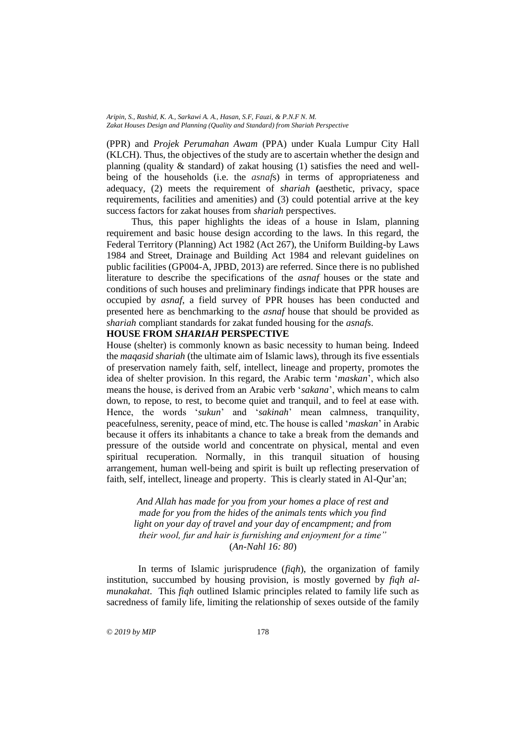(PPR) and *Projek Perumahan Awam* (PPA) under Kuala Lumpur City Hall (KLCH). Thus, the objectives of the study are to ascertain whether the design and planning (quality & standard) of zakat housing (1) satisfies the need and well-being of the households (i.e. the *asnaf*s) in terms of appropriateness and adequacy, (2) meets the requirement of *shariah* **(**aesthetic, privacy, space requirements, facilities and amenities) and (3) could potential arrive at the key success factors for zakat houses from *shariah* perspectives.

Thus, this paper highlights the ideas of a house in Islam, planning requirement and basic house design according to the laws. In this regard, the Federal Territory (Planning) Act 1982 (Act 267), the Uniform Building-by Laws 1984 and Street, Drainage and Building Act 1984 and relevant guidelines on public facilities (GP004-A, JPBD, 2013) are referred. Since there is no published literature to describe the specifications of the *asnaf* houses or the state and conditions of such houses and preliminary findings indicate that PPR houses are occupied by *asnaf*, a field survey of PPR houses has been conducted and presented here as benchmarking to the *asnaf* house that should be provided as *shariah* compliant standards for zakat funded housing for the *asnafs*.

## HOUSE FROM *SHARIAH* PERSPECTIVE

House (shelter) is commonly known as basic necessity to human being. Indeed the *maqasid shariah* (the ultimate aim of Islamic laws), through its five essentials of preservation namely faith, self, intellect, lineage and property, promotes the idea of shelter provision. In this regard, the Arabic term '*maskan*', which also means the house, is derived from an Arabic verb '*sakana*', which means to calm down, to repose, to rest, to become quiet and tranquil, and to feel at ease with. Hence, the words '*sukun*' and '*sakinah*' mean calmness, tranquility, peacefulness, serenity, peace of mind, etc. The house is called '*maskan*' in Arabic because it offers its inhabitants a chance to take a break from the demands and pressure of the outside world and concentrate on physical, mental and even spiritual recuperation. Normally, in this tranquil situation of housing arrangement, human well-being and spirit is built up reflecting preservation of faith, self, intellect, lineage and property. This is clearly stated in Al-Qur'an;

> *And Allah has made for you from your homes a place of rest and made for you from the hides of the animals tents which you find light on your day of travel and your day of encampment; and from their wool, fur and hair is furnishing and enjoyment for a time"*
> (*An-Nahl 16: 80*)

In terms of Islamic jurisprudence (*fiqh*), the organization of family institution, succumbed by housing provision, is mostly governed by *fiqh al-munakahat*. This *fiqh* outlined Islamic principles related to family life such as sacredness of family life, limiting the relationship of sexes outside of the family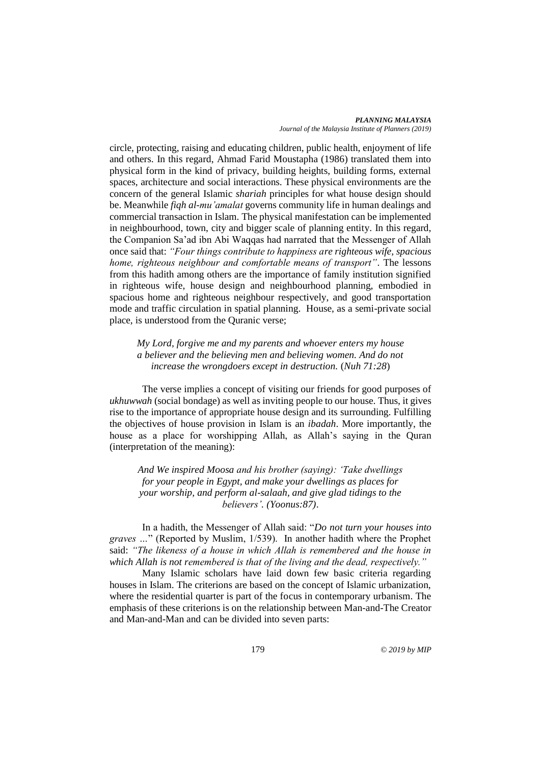circle, protecting, raising and educating children, public health, enjoyment of life and others. In this regard, Ahmad Farid Moustapha (1986) translated them into physical form in the kind of privacy, building heights, building forms, external spaces, architecture and social interactions. These physical environments are the concern of the general Islamic *shariah* principles for what house design should be. Meanwhile *fiqh al-mu'amalat* governs community life in human dealings and commercial transaction in Islam. The physical manifestation can be implemented in neighbourhood, town, city and bigger scale of planning entity. In this regard, the Companion Sa'ad ibn Abi Waqqas had narrated that the Messenger of Allah once said that: *"Four things contribute to happiness are righteous wife, spacious home, righteous neighbour and comfortable means of transport"*. The lessons from this hadith among others are the importance of family institution signified in righteous wife, house design and neighbourhood planning, embodied in spacious home and righteous neighbour respectively, and good transportation mode and traffic circulation in spatial planning. House, as a semi-private social place, is understood from the Quranic verse;

> *My Lord, forgive me and my parents and whoever enters my house a believer and the believing men and believing women. And do not increase the wrongdoers except in destruction.* (*Nuh 71:28*)

The verse implies a concept of visiting our friends for good purposes of *ukhuwwah* (social bondage) as well as inviting people to our house. Thus, it gives rise to the importance of appropriate house design and its surrounding. Fulfilling the objectives of house provision in Islam is an *ibadah*. More importantly, the house as a place for worshipping Allah, as Allah's saying in the Quran (interpretation of the meaning):

> *And We inspired Moosa and his brother (saying): 'Take dwellings for your people in Egypt, and make your dwellings as places for your worship, and perform al-salaah, and give glad tidings to the believers'. (Yoonus:87)*.

In a hadith, the Messenger of Allah said: "*Do not turn your houses into graves ...*" (Reported by Muslim, 1/539). In another hadith where the Prophet said: *"The likeness of a house in which Allah is remembered and the house in which Allah is not remembered is that of the living and the dead, respectively."*

Many Islamic scholars have laid down few basic criteria regarding houses in Islam. The criterions are based on the concept of Islamic urbanization, where the residential quarter is part of the focus in contemporary urbanism. The emphasis of these criterions is on the relationship between Man-and-The Creator and Man-and-Man and can be divided into seven parts: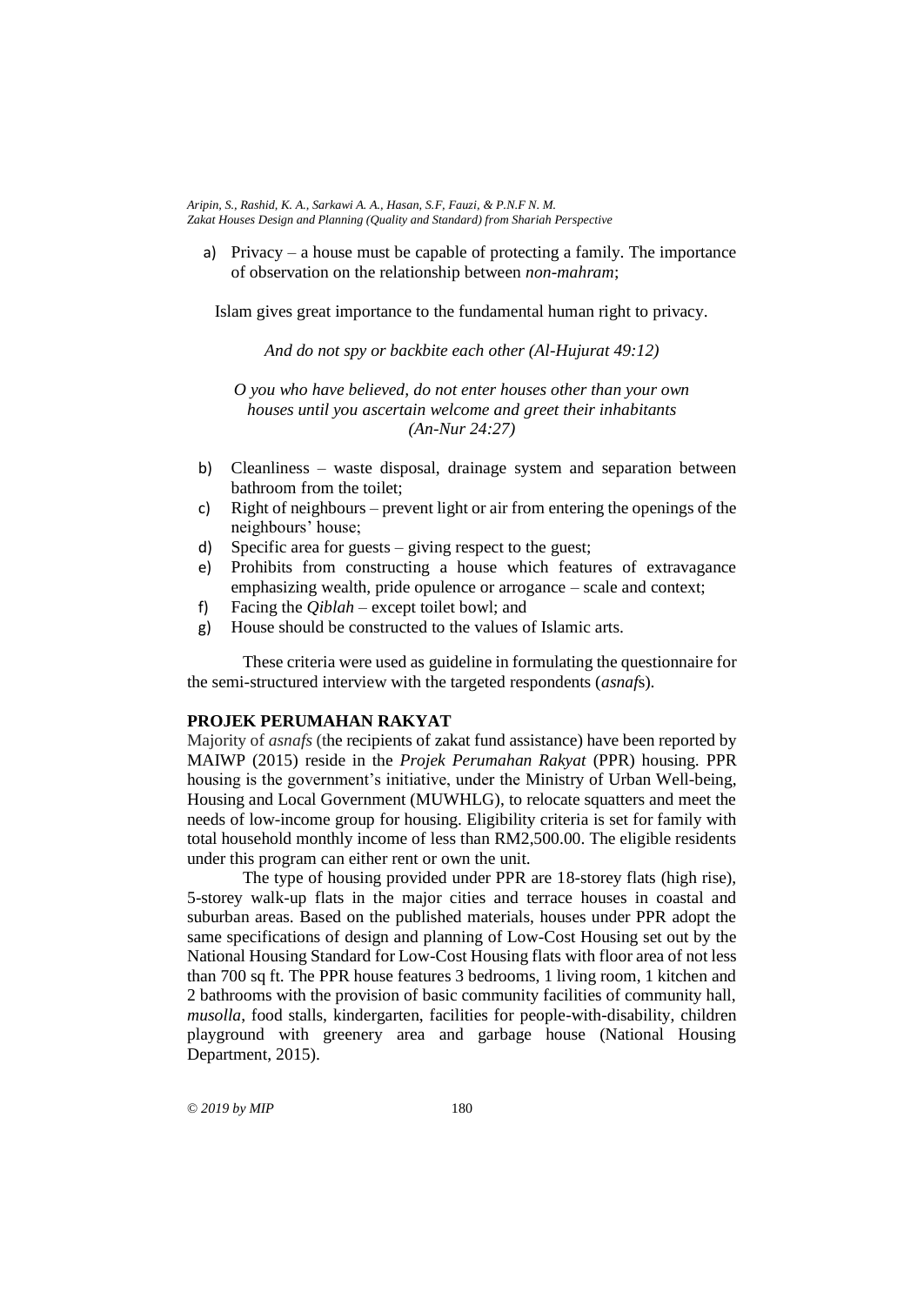a) Privacy – a house must be capable of protecting a family. The importance of observation on the relationship between *non-mahram*;

Islam gives great importance to the fundamental human right to privacy.

*And do not spy or backbite each other (Al-Hujurat 49:12)*

*O you who have believed, do not enter houses other than your own houses until you ascertain welcome and greet their inhabitants (An-Nur 24:27)*

b) Cleanliness – waste disposal, drainage system and separation between bathroom from the toilet;
c) Right of neighbours – prevent light or air from entering the openings of the neighbours' house;
d) Specific area for guests – giving respect to the guest;
e) Prohibits from constructing a house which features of extravagance emphasizing wealth, pride opulence or arrogance – scale and context;
f) Facing the *Qiblah* – except toilet bowl; and
g) House should be constructed to the values of Islamic arts.

These criteria were used as guideline in formulating the questionnaire for the semi-structured interview with the targeted respondents (*asnaf*s).

## PROJEK PERUMAHAN RAKYAT

Majority of *asnafs* (the recipients of zakat fund assistance) have been reported by MAIWP (2015) reside in the *Projek Perumahan Rakyat* (PPR) housing. PPR housing is the government's initiative, under the Ministry of Urban Well-being, Housing and Local Government (MUWHLG), to relocate squatters and meet the needs of low-income group for housing. Eligibility criteria is set for family with total household monthly income of less than RM2,500.00. The eligible residents under this program can either rent or own the unit.

The type of housing provided under PPR are 18-storey flats (high rise), 5-storey walk-up flats in the major cities and terrace houses in coastal and suburban areas. Based on the published materials, houses under PPR adopt the same specifications of design and planning of Low-Cost Housing set out by the National Housing Standard for Low-Cost Housing flats with floor area of not less than 700 sq ft. The PPR house features 3 bedrooms, 1 living room, 1 kitchen and 2 bathrooms with the provision of basic community facilities of community hall, *musolla*, food stalls, kindergarten, facilities for people-with-disability, children playground with greenery area and garbage house (National Housing Department, 2015).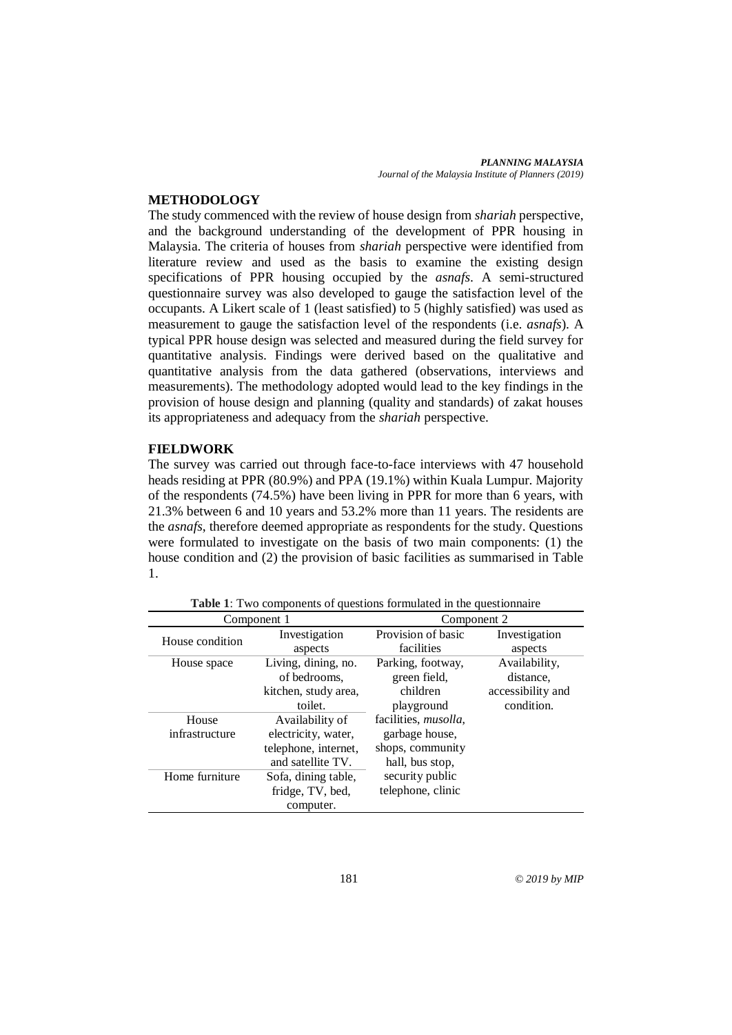## METHODOLOGY

The study commenced with the review of house design from *shariah* perspective, and the background understanding of the development of PPR housing in Malaysia. The criteria of houses from *shariah* perspective were identified from literature review and used as the basis to examine the existing design specifications of PPR housing occupied by the *asnafs*. A semi-structured questionnaire survey was also developed to gauge the satisfaction level of the occupants. A Likert scale of 1 (least satisfied) to 5 (highly satisfied) was used as measurement to gauge the satisfaction level of the respondents (i.e. *asnafs*). A typical PPR house design was selected and measured during the field survey for quantitative analysis. Findings were derived based on the qualitative and quantitative analysis from the data gathered (observations, interviews and measurements). The methodology adopted would lead to the key findings in the provision of house design and planning (quality and standards) of zakat houses its appropriateness and adequacy from the *shariah* perspective.

## FIELDWORK

The survey was carried out through face-to-face interviews with 47 household heads residing at PPR (80.9%) and PPA (19.1%) within Kuala Lumpur. Majority of the respondents (74.5%) have been living in PPR for more than 6 years, with 21.3% between 6 and 10 years and 53.2% more than 11 years. The residents are the *asnafs*, therefore deemed appropriate as respondents for the study. Questions were formulated to investigate on the basis of two main components: (1) the house condition and (2) the provision of basic facilities as summarised in Table 1.

**Table 1**: Two components of questions formulated in the questionnaire

| Component 1 | | Component 2 | |
|---|---|---|---|
| House condition | Investigation aspects | Provision of basic facilities | Investigation aspects |
| House space | Living, dining, no. of bedrooms, kitchen, study area, toilet. | Parking, footway, green field, children playground facilities, *musolla*, garbage house, shops, community hall, bus stop, security public telephone, clinic | Availability, distance, accessibility and condition. |
| House infrastructure | Availability of electricity, water, telephone, internet, and satellite TV. | | |
| Home furniture | Sofa, dining table, fridge, TV, bed, computer. | | |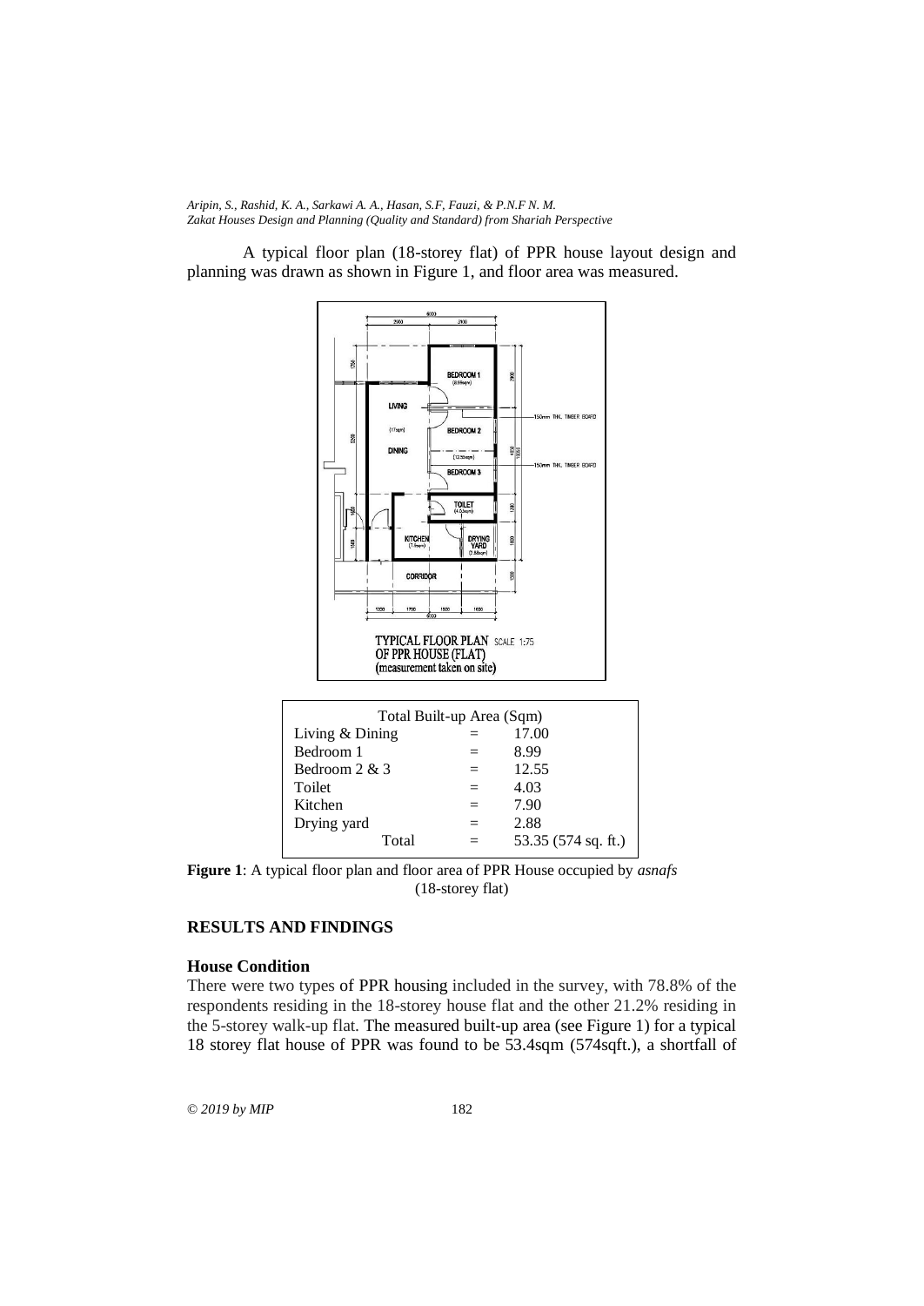A typical floor plan (18-storey flat) of PPR house layout design and planning was drawn as shown in Figure 1, and floor area was measured.

TYPICAL FLOOR PLAN SCALE 1:75
OF PPR HOUSE (FLAT)
(measurement taken on site)

| Total Built-up Area (Sqm) | | |
|---|---|---|
| Living & Dining | = | 17.00 |
| Bedroom 1 | = | 8.99 |
| Bedroom 2 & 3 | = | 12.55 |
| Toilet | = | 4.03 |
| Kitchen | = | 7.90 |
| Drying yard | = | 2.88 |
| Total | = | 53.35 (574 sq. ft.) |

**Figure 1**: A typical floor plan and floor area of PPR House occupied by *asnafs* (18-storey flat)

## RESULTS AND FINDINGS

### House Condition

There were two types of PPR housing included in the survey, with 78.8% of the respondents residing in the 18-storey house flat and the other 21.2% residing in the 5-storey walk-up flat. The measured built-up area (see Figure 1) for a typical 18 storey flat house of PPR was found to be 53.4sqm (574sqft.), a shortfall of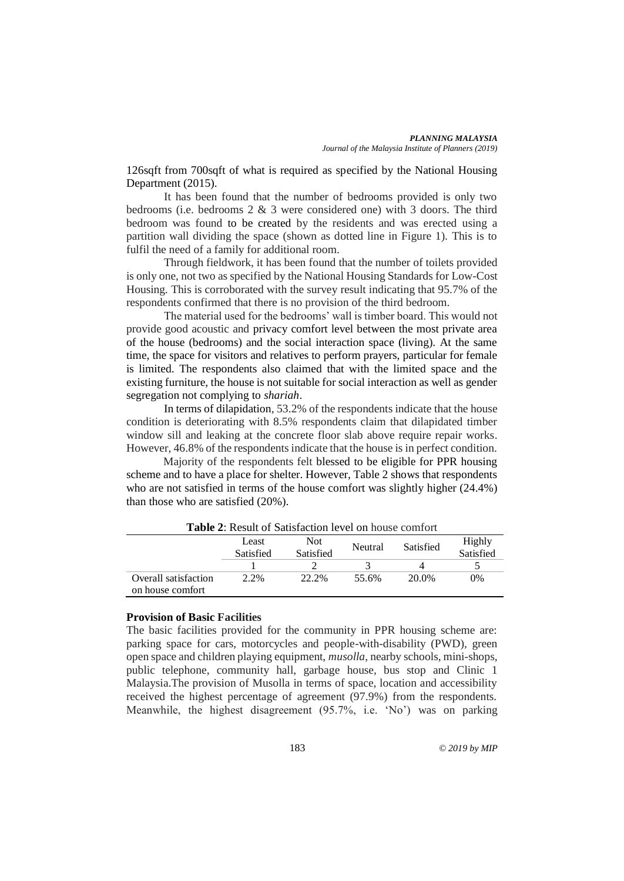126sqft from 700sqft of what is required as specified by the National Housing Department (2015).

It has been found that the number of bedrooms provided is only two bedrooms (i.e. bedrooms 2 & 3 were considered one) with 3 doors. The third bedroom was found to be created by the residents and was erected using a partition wall dividing the space (shown as dotted line in Figure 1). This is to fulfil the need of a family for additional room.

Through fieldwork, it has been found that the number of toilets provided is only one, not two as specified by the National Housing Standards for Low-Cost Housing. This is corroborated with the survey result indicating that 95.7% of the respondents confirmed that there is no provision of the third bedroom.

The material used for the bedrooms' wall is timber board. This would not provide good acoustic and privacy comfort level between the most private area of the house (bedrooms) and the social interaction space (living). At the same time, the space for visitors and relatives to perform prayers, particular for female is limited. The respondents also claimed that with the limited space and the existing furniture, the house is not suitable for social interaction as well as gender segregation not complying to *shariah*.

In terms of dilapidation, 53.2% of the respondents indicate that the house condition is deteriorating with 8.5% respondents claim that dilapidated timber window sill and leaking at the concrete floor slab above require repair works. However, 46.8% of the respondents indicate that the house is in perfect condition.

Majority of the respondents felt blessed to be eligible for PPR housing scheme and to have a place for shelter. However, Table 2 shows that respondents who are not satisfied in terms of the house comfort was slightly higher (24.4%) than those who are satisfied (20%).

**Table 2**: Result of Satisfaction level on house comfort

| | Least Satisfied | Not Satisfied | Neutral | Satisfied | Highly Satisfied |
|---|---|---|---|---|---|
| | 1 | 2 | 3 | 4 | 5 |
| Overall satisfaction on house comfort | 2.2% | 22.2% | 55.6% | 20.0% | 0% |

**Provision of Basic Facilities**

The basic facilities provided for the community in PPR housing scheme are: parking space for cars, motorcycles and people-with-disability (PWD), green open space and children playing equipment, *musolla*, nearby schools, mini-shops, public telephone, community hall, garbage house, bus stop and Clinic 1 Malaysia.The provision of Musolla in terms of space, location and accessibility received the highest percentage of agreement (97.9%) from the respondents. Meanwhile, the highest disagreement (95.7%, i.e. 'No') was on parking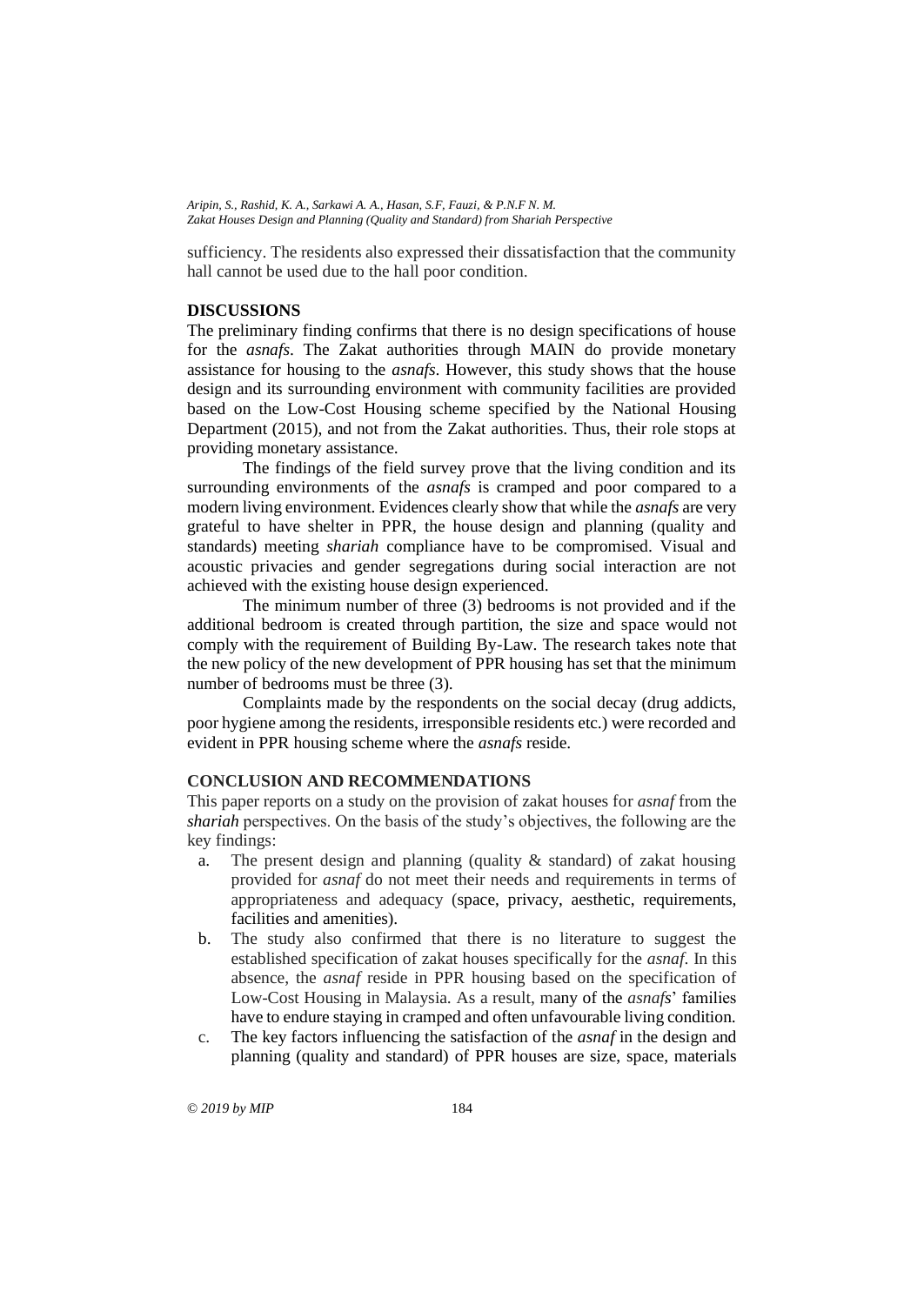sufficiency. The residents also expressed their dissatisfaction that the community hall cannot be used due to the hall poor condition.

## DISCUSSIONS

The preliminary finding confirms that there is no design specifications of house for the *asnafs*. The Zakat authorities through MAIN do provide monetary assistance for housing to the *asnafs*. However, this study shows that the house design and its surrounding environment with community facilities are provided based on the Low-Cost Housing scheme specified by the National Housing Department (2015), and not from the Zakat authorities. Thus, their role stops at providing monetary assistance.

The findings of the field survey prove that the living condition and its surrounding environments of the *asnafs* is cramped and poor compared to a modern living environment. Evidences clearly show that while the *asnafs* are very grateful to have shelter in PPR, the house design and planning (quality and standards) meeting *shariah* compliance have to be compromised. Visual and acoustic privacies and gender segregations during social interaction are not achieved with the existing house design experienced.

The minimum number of three (3) bedrooms is not provided and if the additional bedroom is created through partition, the size and space would not comply with the requirement of Building By-Law. The research takes note that the new policy of the new development of PPR housing has set that the minimum number of bedrooms must be three (3).

Complaints made by the respondents on the social decay (drug addicts, poor hygiene among the residents, irresponsible residents etc.) were recorded and evident in PPR housing scheme where the *asnafs* reside.

## CONCLUSION AND RECOMMENDATIONS

This paper reports on a study on the provision of zakat houses for *asnaf* from the *shariah* perspectives. On the basis of the study's objectives, the following are the key findings:

a. The present design and planning (quality & standard) of zakat housing provided for *asnaf* do not meet their needs and requirements in terms of appropriateness and adequacy (space, privacy, aesthetic, requirements, facilities and amenities).
b. The study also confirmed that there is no literature to suggest the established specification of zakat houses specifically for the *asnaf*. In this absence, the *asnaf* reside in PPR housing based on the specification of Low-Cost Housing in Malaysia. As a result, many of the *asnafs*' families have to endure staying in cramped and often unfavourable living condition.
c. The key factors influencing the satisfaction of the *asnaf* in the design and planning (quality and standard) of PPR houses are size, space, materials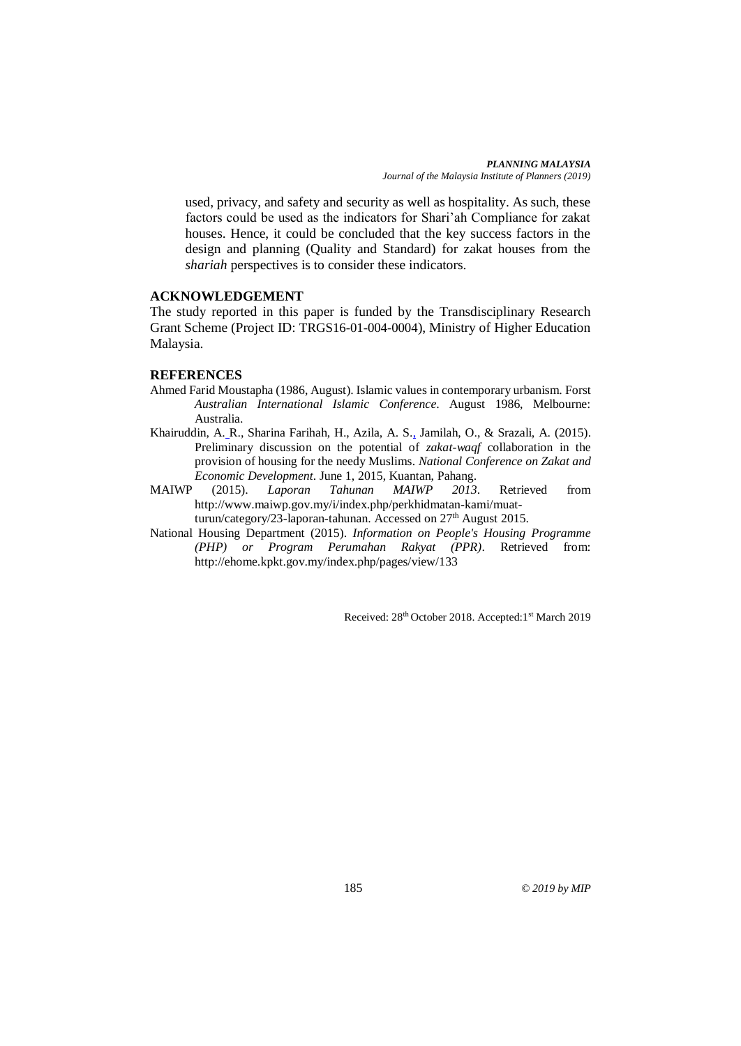used, privacy, and safety and security as well as hospitality. As such, these factors could be used as the indicators for Shari'ah Compliance for zakat houses. Hence, it could be concluded that the key success factors in the design and planning (Quality and Standard) for zakat houses from the *shariah* perspectives is to consider these indicators.

## ACKNOWLEDGEMENT

The study reported in this paper is funded by the Transdisciplinary Research Grant Scheme (Project ID: TRGS16-01-004-0004), Ministry of Higher Education Malaysia.

## REFERENCES

Ahmed Farid Moustapha (1986, August). Islamic values in contemporary urbanism. Forst *Australian International Islamic Conference*. August 1986, Melbourne: Australia.

Khairuddin, A. R., Sharina Farihah, H., Azila, A. S., Jamilah, O., & Srazali, A. (2015). Preliminary discussion on the potential of *zakat-waqf* collaboration in the provision of housing for the needy Muslims. *National Conference on Zakat and Economic Development*. June 1, 2015, Kuantan, Pahang.

MAIWP (2015). *Laporan Tahunan MAIWP 2013*. Retrieved from http://www.maiwp.gov.my/i/index.php/perkhidmatan-kami/muat-turun/category/23-laporan-tahunan. Accessed on 27th August 2015.

National Housing Department (2015). *Information on People's Housing Programme (PHP) or Program Perumahan Rakyat (PPR)*. Retrieved from: http://ehome.kpkt.gov.my/index.php/pages/view/133

Received: 28th October 2018. Accepted:1st March 2019